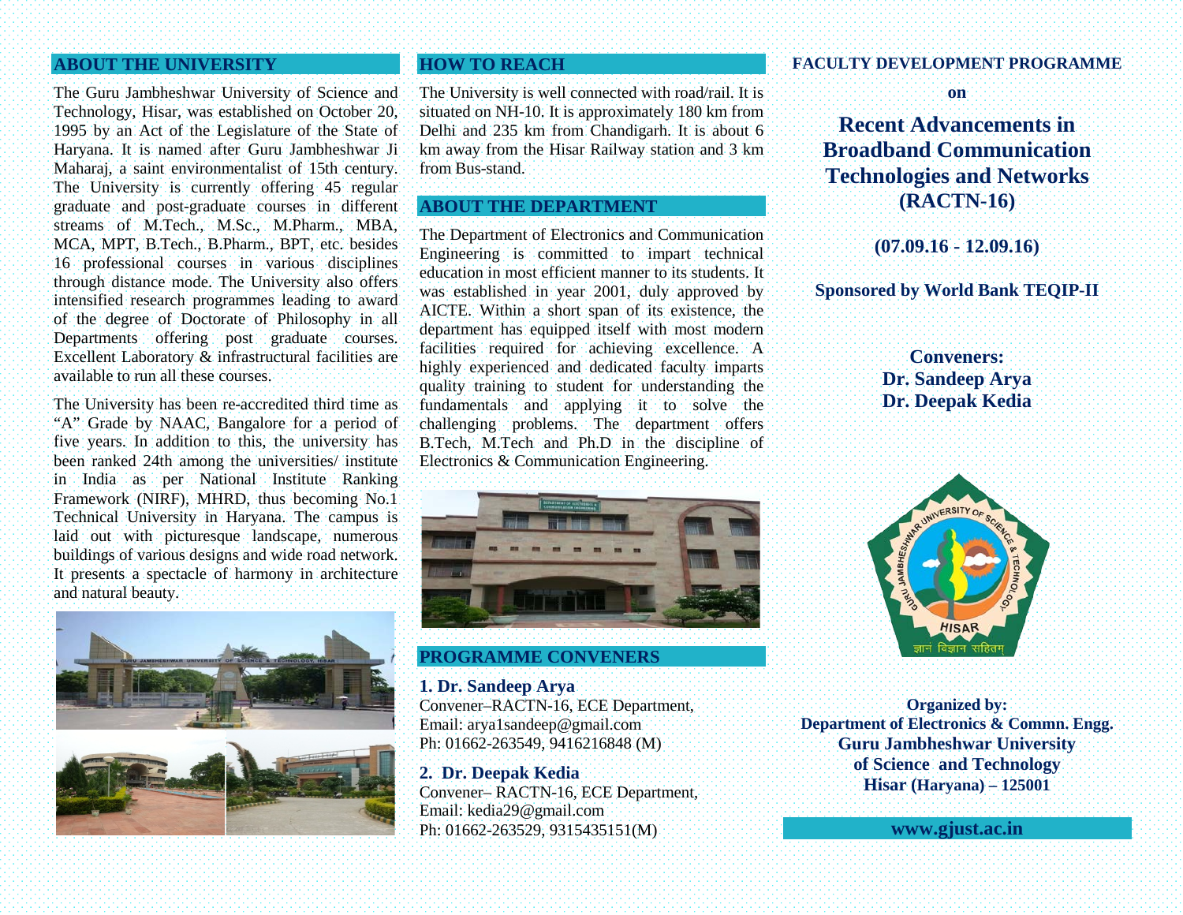## ABOUT THE UNIVERSITY

The Guru Jambheshwar University of Science and Technology, Hisar, was established on October 20, 1995 by an Act of the Legislature of the State of Haryana. It is named after Guru Jambheshwar Ji Maharaj, a saint environmentalist of 15th century. The University is currently offering 45 regular graduate and post-graduate courses in different streams of M.Tech., M.Sc., M.Pharm., MBA, MCA, MPT, B.Tech., B.Pharm., BPT, etc. besides 16 professional courses in various disciplines through distance mode. The University also offers intensified research programmes leading to award of the degree of Doctorate of Philosophy in all Departments offering post graduate courses. Excellent Laboratory & infrastructural facilities are available to run all these courses.

The University has been re-accredited third time as "A" Grade by NAAC, Bangalore for a period of five years. In addition to this, the university has been ranked 24th among the universities/ institute in India as per National Institute Ranking Framework (NIRF), MHRD, thus becoming No.1 Technical University in Haryana. The campus is laid out with picturesque landscape, numerous buildings of various designs and wide road network. It presents a spectacle of harmony in architecture and natural beauty.

## HOW TO REACH

The University is well connected with road/rail. It is situated on NH-10. It is approximately 180 km from Delhi and 235 km from Chandigarh. It is about 6 km away from the Hisar Railway station and 3 km from Bus-stand.

## ABOUT THE DEPARTMENT

The Department of Electronics and Communication Engineering is committed to impart technical education in most efficient manner to its students. It was established in year 2001, duly approved by AICTE. Within a short span of its existence, the department has equipped itself with most modern facilities required for achieving excellence. A highly experienced and dedicated faculty imparts quality training to student for understanding the fundamentals and applying it to solve the challenging problems. The department offers B.Tech, M.Tech and Ph.D in the discipline of Electronics & Communication Engineering.

## PROGRAMME CONVENERS

**1. Dr. Sandeep Arya**
Convener–RACTN-16, ECE Department,
Email: arya1sandeep@gmail.com
Ph: 01662-263549, 9416216848 (M)

**2. Dr. Deepak Kedia**
Convener– RACTN-16, ECE Department,
Email: kedia29@gmail.com
Ph: 01662-263529, 9315435151(M)

**FACULTY DEVELOPMENT PROGRAMME**

**on**

# Recent Advancements in Broadband Communication Technologies and Networks (RACTN-16)

**(07.09.16 - 12.09.16)**

**Sponsored by World Bank TEQIP-II**

**Conveners:**
**Dr. Sandeep Arya**
**Dr. Deepak Kedia**

GURU JAMBHESHWAR UNIVERSITY OF SCIENCE & TECHNOLOGY
HISAR
ज्ञानं विज्ञान सहितम्

**Organized by:**
**Department of Electronics & Commn. Engg.**
**Guru Jambheshwar University of Science and Technology**
**Hisar (Haryana) – 125001**

**www.gjust.ac.in**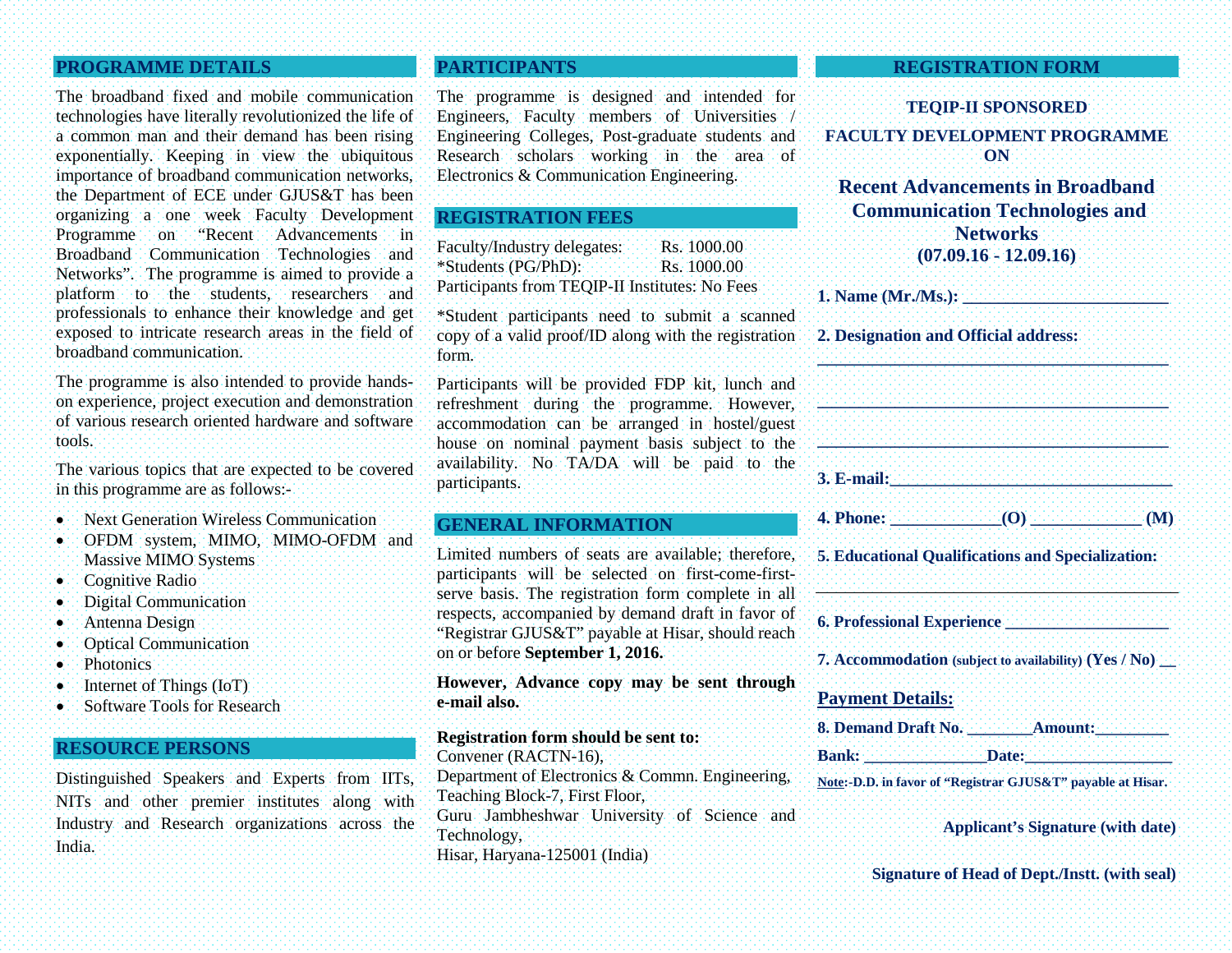## PROGRAMME DETAILS

The broadband fixed and mobile communication technologies have literally revolutionized the life of a common man and their demand has been rising exponentially. Keeping in view the ubiquitous importance of broadband communication networks, the Department of ECE under GJUS&T has been organizing a one week Faculty Development Programme on "Recent Advancements in Broadband Communication Technologies and Networks". The programme is aimed to provide a platform to the students, researchers and professionals to enhance their knowledge and get exposed to intricate research areas in the field of broadband communication.

The programme is also intended to provide hands-on experience, project execution and demonstration of various research oriented hardware and software tools.

The various topics that are expected to be covered in this programme are as follows:-

- Next Generation Wireless Communication
- OFDM system, MIMO, MIMO-OFDM and Massive MIMO Systems
- Cognitive Radio
- Digital Communication
- Antenna Design
- Optical Communication
- Photonics
- Internet of Things (IoT)
- Software Tools for Research

## RESOURCE PERSONS

Distinguished Speakers and Experts from IITs, NITs and other premier institutes along with Industry and Research organizations across the India.

## PARTICIPANTS

The programme is designed and intended for Engineers, Faculty members of Universities / Engineering Colleges, Post-graduate students and Research scholars working in the area of Electronics & Communication Engineering.

## REGISTRATION FEES

Faculty/Industry delegates: Rs. 1000.00
*Students (PG/PhD): Rs. 1000.00
Participants from TEQIP-II Institutes: No Fees

*Student participants need to submit a scanned copy of a valid proof/ID along with the registration form.

Participants will be provided FDP kit, lunch and refreshment during the programme. However, accommodation can be arranged in hostel/guest house on nominal payment basis subject to the availability. No TA/DA will be paid to the participants.

## GENERAL INFORMATION

Limited numbers of seats are available; therefore, participants will be selected on first-come-first-serve basis. The registration form complete in all respects, accompanied by demand draft in favor of "Registrar GJUS&T" payable at Hisar, should reach on or before **September 1, 2016.**

**However, Advance copy may be sent through e-mail also.**

**Registration form should be sent to:**
Convener (RACTN-16),
Department of Electronics & Commn. Engineering,
Teaching Block-7, First Floor,
Guru Jambheshwar University of Science and Technology,
Hisar, Haryana-125001 (India)

## REGISTRATION FORM

**TEQIP-II SPONSORED**

**FACULTY DEVELOPMENT PROGRAMME ON**

**Recent Advancements in Broadband Communication Technologies and Networks**
**(07.09.16 - 12.09.16)**

**1. Name (Mr./Ms.):** ________________________

**2. Designation and Official address:**
__________________________________________
__________________________________________
__________________________________________

**3. E-mail:**__________________________________

**4. Phone:** _____________(O) _____________ (M)

**5. Educational Qualifications and Specialization:**
__________________________________________

**6. Professional Experience** ___________________

**7. Accommodation** (subject to availability) **(Yes / No)** __

**Payment Details:**

**8. Demand Draft No.** ________**Amount:**_________

**Bank:** _______________**Date:**_________________

**Note:-D.D. in favor of "Registrar GJUS&T" payable at Hisar.**

**Applicant's Signature (with date)**

**Signature of Head of Dept./Instt. (with seal)**